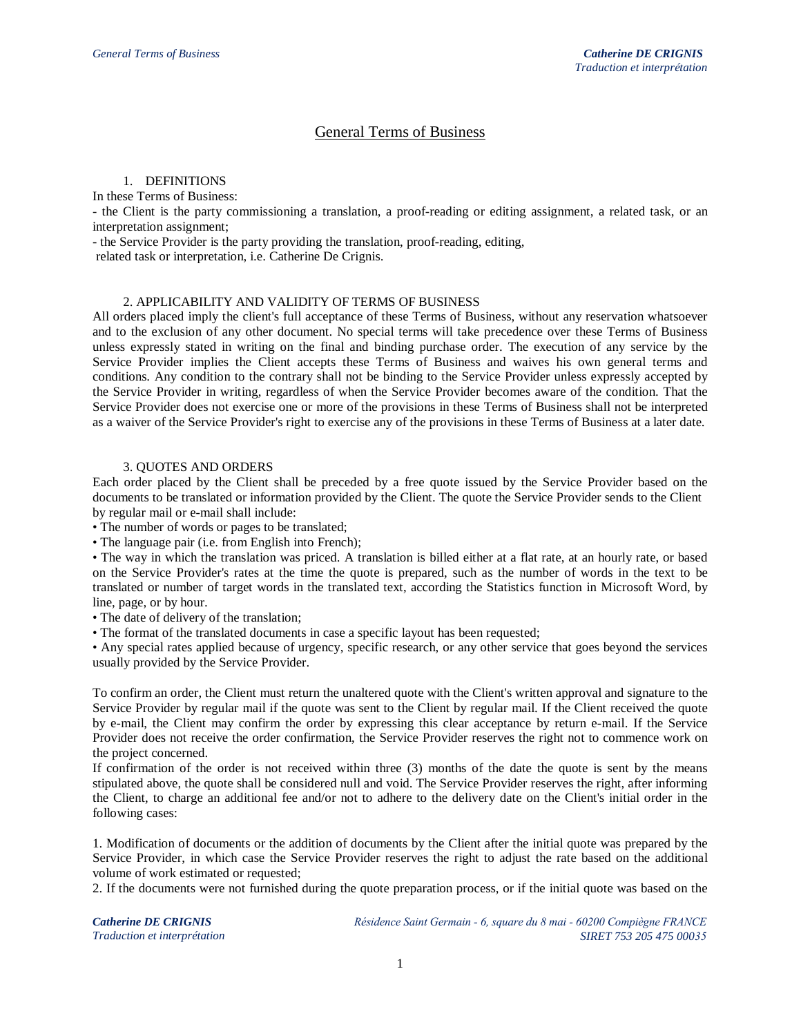# General Terms of Business

## 1. DEFINITIONS

In these Terms of Business:

- the Client is the party commissioning a translation, a proof-reading or editing assignment, a related task, or an interpretation assignment;
- the Service Provider is the party providing the translation, proof-reading, editing, related task or interpretation, i.e. Catherine De Crignis.

## 2. APPLICABILITY AND VALIDITY OF TERMS OF BUSINESS

All orders placed imply the client's full acceptance of these Terms of Business, without any reservation whatsoever and to the exclusion of any other document. No special terms will take precedence over these Terms of Business unless expressly stated in writing on the final and binding purchase order. The execution of any service by the Service Provider implies the Client accepts these Terms of Business and waives his own general terms and conditions. Any condition to the contrary shall not be binding to the Service Provider unless expressly accepted by the Service Provider in writing, regardless of when the Service Provider becomes aware of the condition. That the Service Provider does not exercise one or more of the provisions in these Terms of Business shall not be interpreted as a waiver of the Service Provider's right to exercise any of the provisions in these Terms of Business at a later date.

## 3. QUOTES AND ORDERS

Each order placed by the Client shall be preceded by a free quote issued by the Service Provider based on the documents to be translated or information provided by the Client. The quote the Service Provider sends to the Client by regular mail or e-mail shall include:

- The number of words or pages to be translated;
- The language pair (i.e. from English into French);
- The way in which the translation was priced. A translation is billed either at a flat rate, at an hourly rate, or based on the Service Provider's rates at the time the quote is prepared, such as the number of words in the text to be translated or number of target words in the translated text, according the Statistics function in Microsoft Word, by line, page, or by hour.
- The date of delivery of the translation;
- The format of the translated documents in case a specific layout has been requested;
- Any special rates applied because of urgency, specific research, or any other service that goes beyond the services usually provided by the Service Provider.

To confirm an order, the Client must return the unaltered quote with the Client's written approval and signature to the Service Provider by regular mail if the quote was sent to the Client by regular mail. If the Client received the quote by e-mail, the Client may confirm the order by expressing this clear acceptance by return e-mail. If the Service Provider does not receive the order confirmation, the Service Provider reserves the right not to commence work on the project concerned.

If confirmation of the order is not received within three (3) months of the date the quote is sent by the means stipulated above, the quote shall be considered null and void. The Service Provider reserves the right, after informing the Client, to charge an additional fee and/or not to adhere to the delivery date on the Client's initial order in the following cases:

1. Modification of documents or the addition of documents by the Client after the initial quote was prepared by the Service Provider, in which case the Service Provider reserves the right to adjust the rate based on the additional volume of work estimated or requested;
2. If the documents were not furnished during the quote preparation process, or if the initial quote was based on the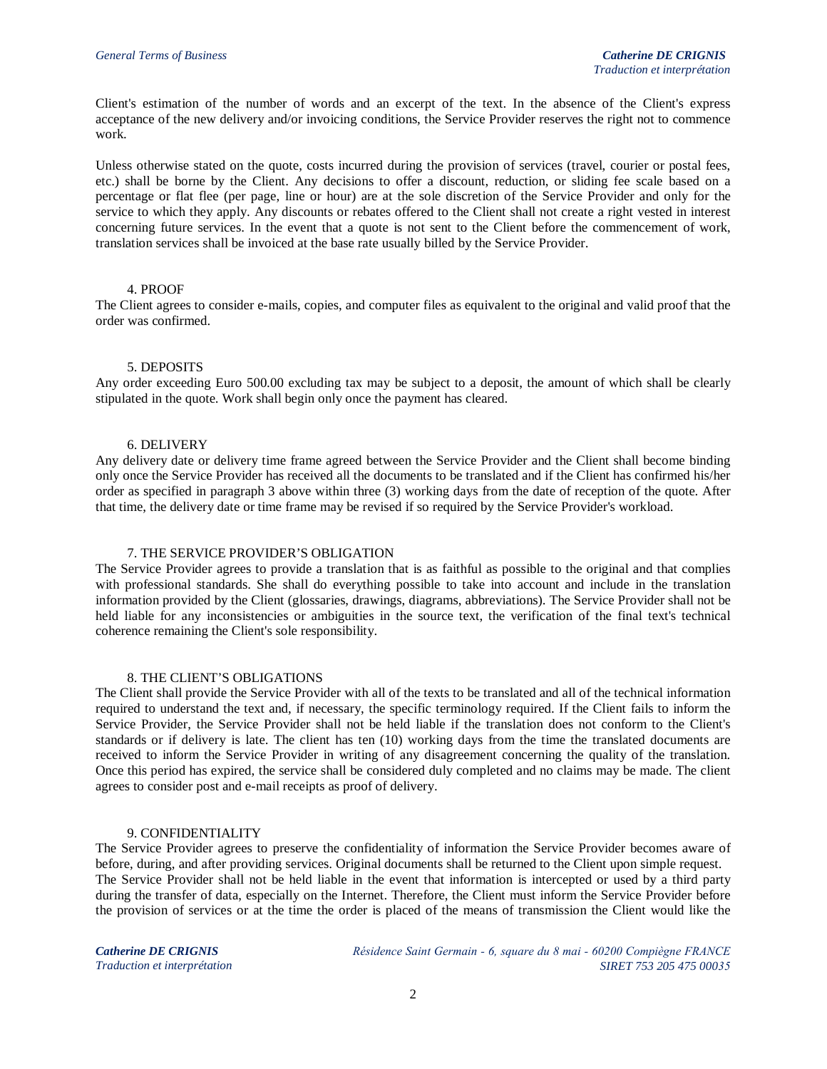Client's estimation of the number of words and an excerpt of the text. In the absence of the Client's express acceptance of the new delivery and/or invoicing conditions, the Service Provider reserves the right not to commence work.

Unless otherwise stated on the quote, costs incurred during the provision of services (travel, courier or postal fees, etc.) shall be borne by the Client. Any decisions to offer a discount, reduction, or sliding fee scale based on a percentage or flat flee (per page, line or hour) are at the sole discretion of the Service Provider and only for the service to which they apply. Any discounts or rebates offered to the Client shall not create a right vested in interest concerning future services. In the event that a quote is not sent to the Client before the commencement of work, translation services shall be invoiced at the base rate usually billed by the Service Provider.

## 4. PROOF

The Client agrees to consider e-mails, copies, and computer files as equivalent to the original and valid proof that the order was confirmed.

## 5. DEPOSITS

Any order exceeding Euro 500.00 excluding tax may be subject to a deposit, the amount of which shall be clearly stipulated in the quote. Work shall begin only once the payment has cleared.

## 6. DELIVERY

Any delivery date or delivery time frame agreed between the Service Provider and the Client shall become binding only once the Service Provider has received all the documents to be translated and if the Client has confirmed his/her order as specified in paragraph 3 above within three (3) working days from the date of reception of the quote. After that time, the delivery date or time frame may be revised if so required by the Service Provider's workload.

## 7. THE SERVICE PROVIDER'S OBLIGATION

The Service Provider agrees to provide a translation that is as faithful as possible to the original and that complies with professional standards. She shall do everything possible to take into account and include in the translation information provided by the Client (glossaries, drawings, diagrams, abbreviations). The Service Provider shall not be held liable for any inconsistencies or ambiguities in the source text, the verification of the final text's technical coherence remaining the Client's sole responsibility.

## 8. THE CLIENT'S OBLIGATIONS

The Client shall provide the Service Provider with all of the texts to be translated and all of the technical information required to understand the text and, if necessary, the specific terminology required. If the Client fails to inform the Service Provider, the Service Provider shall not be held liable if the translation does not conform to the Client's standards or if delivery is late. The client has ten (10) working days from the time the translated documents are received to inform the Service Provider in writing of any disagreement concerning the quality of the translation. Once this period has expired, the service shall be considered duly completed and no claims may be made. The client agrees to consider post and e-mail receipts as proof of delivery.

## 9. CONFIDENTIALITY

The Service Provider agrees to preserve the confidentiality of information the Service Provider becomes aware of before, during, and after providing services. Original documents shall be returned to the Client upon simple request. The Service Provider shall not be held liable in the event that information is intercepted or used by a third party during the transfer of data, especially on the Internet. Therefore, the Client must inform the Service Provider before the provision of services or at the time the order is placed of the means of transmission the Client would like the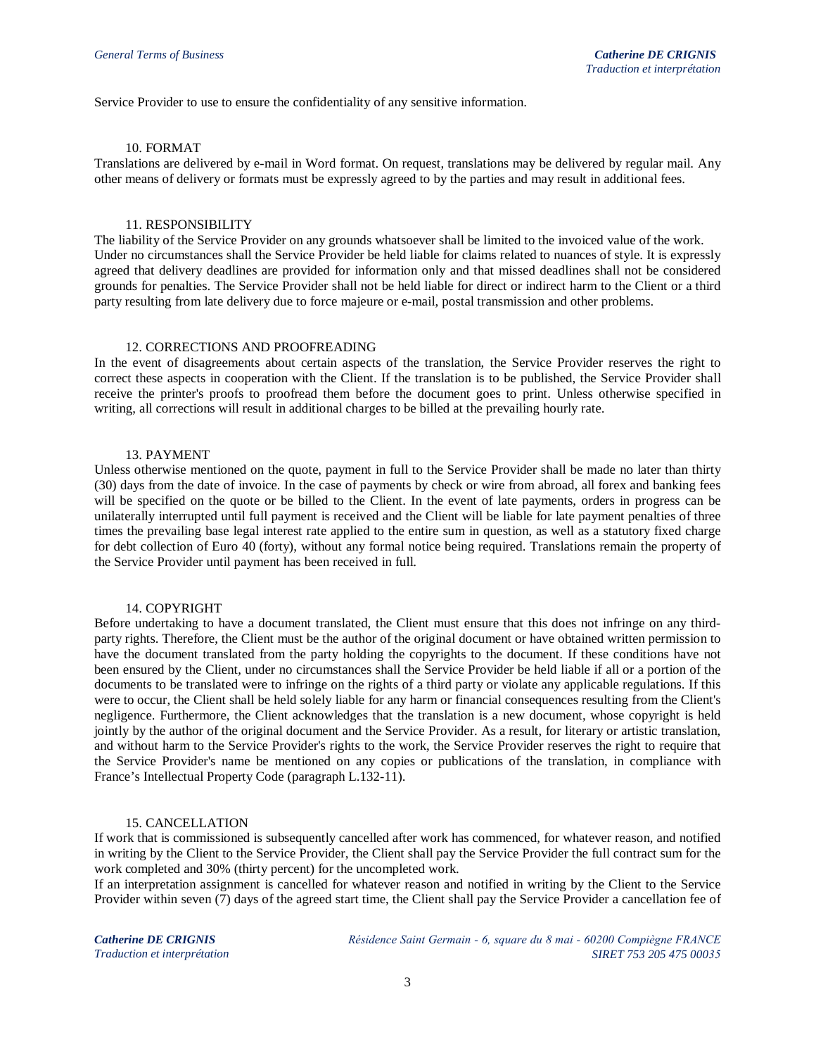Service Provider to use to ensure the confidentiality of any sensitive information.

## 10. FORMAT

Translations are delivered by e-mail in Word format. On request, translations may be delivered by regular mail. Any other means of delivery or formats must be expressly agreed to by the parties and may result in additional fees.

## 11. RESPONSIBILITY

The liability of the Service Provider on any grounds whatsoever shall be limited to the invoiced value of the work. Under no circumstances shall the Service Provider be held liable for claims related to nuances of style. It is expressly agreed that delivery deadlines are provided for information only and that missed deadlines shall not be considered grounds for penalties. The Service Provider shall not be held liable for direct or indirect harm to the Client or a third party resulting from late delivery due to force majeure or e-mail, postal transmission and other problems.

## 12. CORRECTIONS AND PROOFREADING

In the event of disagreements about certain aspects of the translation, the Service Provider reserves the right to correct these aspects in cooperation with the Client. If the translation is to be published, the Service Provider shall receive the printer's proofs to proofread them before the document goes to print. Unless otherwise specified in writing, all corrections will result in additional charges to be billed at the prevailing hourly rate.

## 13. PAYMENT

Unless otherwise mentioned on the quote, payment in full to the Service Provider shall be made no later than thirty (30) days from the date of invoice. In the case of payments by check or wire from abroad, all forex and banking fees will be specified on the quote or be billed to the Client. In the event of late payments, orders in progress can be unilaterally interrupted until full payment is received and the Client will be liable for late payment penalties of three times the prevailing base legal interest rate applied to the entire sum in question, as well as a statutory fixed charge for debt collection of Euro 40 (forty), without any formal notice being required. Translations remain the property of the Service Provider until payment has been received in full.

## 14. COPYRIGHT

Before undertaking to have a document translated, the Client must ensure that this does not infringe on any third-party rights. Therefore, the Client must be the author of the original document or have obtained written permission to have the document translated from the party holding the copyrights to the document. If these conditions have not been ensured by the Client, under no circumstances shall the Service Provider be held liable if all or a portion of the documents to be translated were to infringe on the rights of a third party or violate any applicable regulations. If this were to occur, the Client shall be held solely liable for any harm or financial consequences resulting from the Client's negligence. Furthermore, the Client acknowledges that the translation is a new document, whose copyright is held jointly by the author of the original document and the Service Provider. As a result, for literary or artistic translation, and without harm to the Service Provider's rights to the work, the Service Provider reserves the right to require that the Service Provider's name be mentioned on any copies or publications of the translation, in compliance with France's Intellectual Property Code (paragraph L.132-11).

## 15. CANCELLATION

If work that is commissioned is subsequently cancelled after work has commenced, for whatever reason, and notified in writing by the Client to the Service Provider, the Client shall pay the Service Provider the full contract sum for the work completed and 30% (thirty percent) for the uncompleted work.

If an interpretation assignment is cancelled for whatever reason and notified in writing by the Client to the Service Provider within seven (7) days of the agreed start time, the Client shall pay the Service Provider a cancellation fee of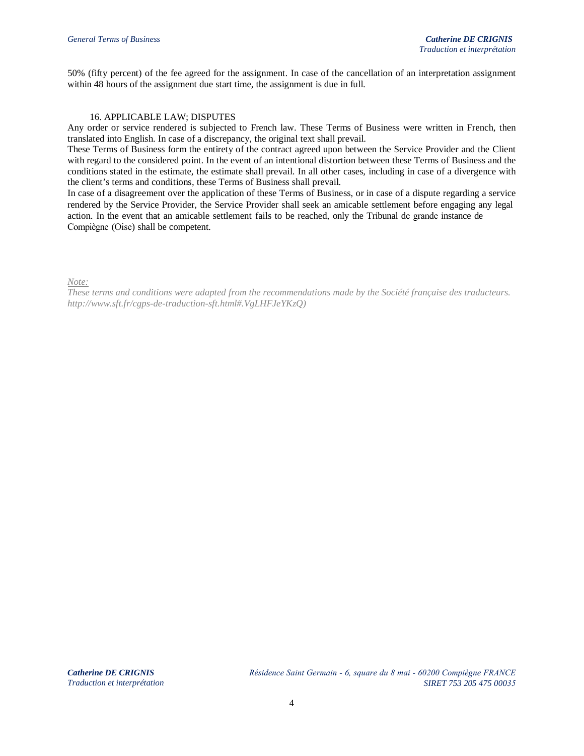50% (fifty percent) of the fee agreed for the assignment. In case of the cancellation of an interpretation assignment within 48 hours of the assignment due start time, the assignment is due in full.

## 16. APPLICABLE LAW; DISPUTES

Any order or service rendered is subjected to French law. These Terms of Business were written in French, then translated into English. In case of a discrepancy, the original text shall prevail.

These Terms of Business form the entirety of the contract agreed upon between the Service Provider and the Client with regard to the considered point. In the event of an intentional distortion between these Terms of Business and the conditions stated in the estimate, the estimate shall prevail. In all other cases, including in case of a divergence with the client's terms and conditions, these Terms of Business shall prevail.

In case of a disagreement over the application of these Terms of Business, or in case of a dispute regarding a service rendered by the Service Provider, the Service Provider shall seek an amicable settlement before engaging any legal action. In the event that an amicable settlement fails to be reached, only the Tribunal de grande instance de Compiègne (Oise) shall be competent.

*Note:*

*These terms and conditions were adapted from the recommendations made by the Société française des traducteurs. http://www.sft.fr/cgps-de-traduction-sft.html#.VgLHFJeYKzQ)*